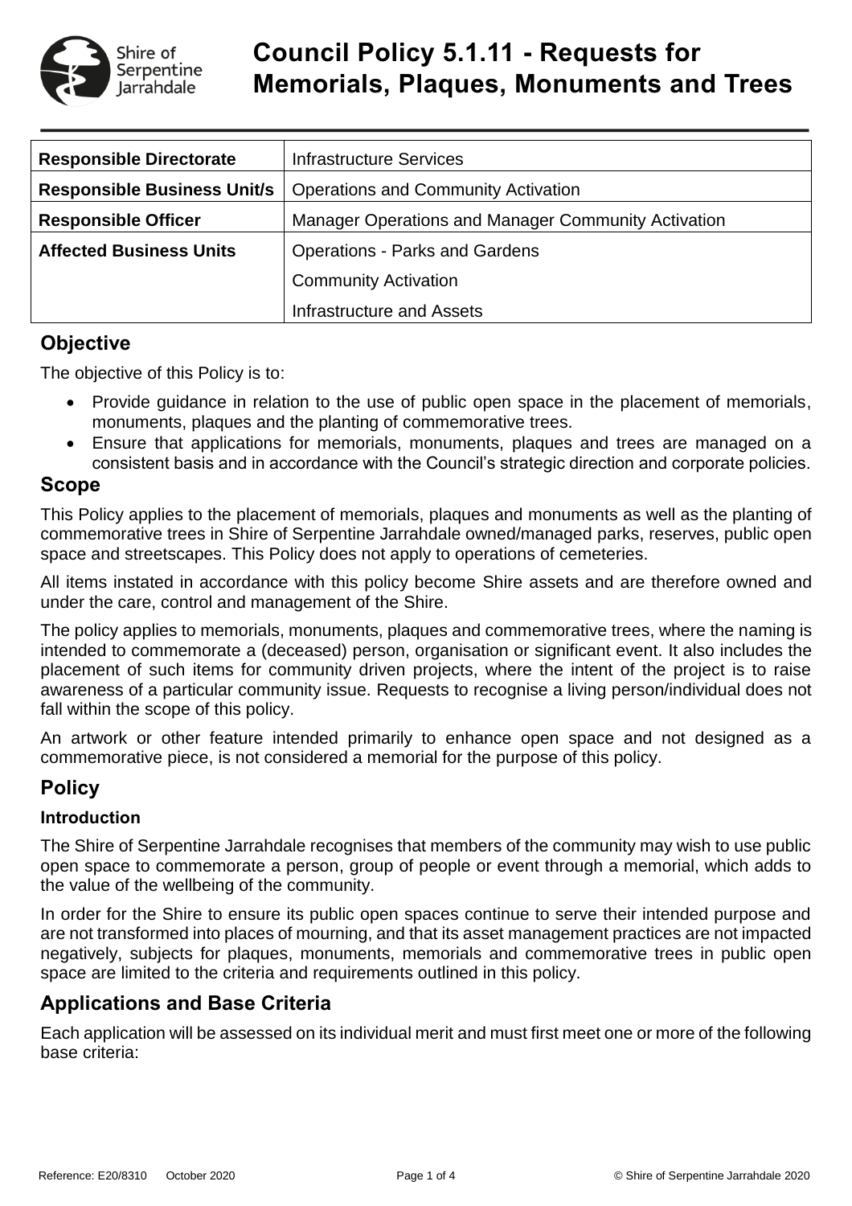# Council Policy 5.1.11 - Requests for Memorials, Plaques, Monuments and Trees

| **Responsible Directorate** | Infrastructure Services |
|---|---|
| **Responsible Business Unit/s** | Operations and Community Activation |
| **Responsible Officer** | Manager Operations and Manager Community Activation |
| **Affected Business Units** | Operations - Parks and Gardens |
| | Community Activation |
| | Infrastructure and Assets |

## Objective

The objective of this Policy is to:

- Provide guidance in relation to the use of public open space in the placement of memorials, monuments, plaques and the planting of commemorative trees.
- Ensure that applications for memorials, monuments, plaques and trees are managed on a consistent basis and in accordance with the Council's strategic direction and corporate policies.

## Scope

This Policy applies to the placement of memorials, plaques and monuments as well as the planting of commemorative trees in Shire of Serpentine Jarrahdale owned/managed parks, reserves, public open space and streetscapes. This Policy does not apply to operations of cemeteries.

All items instated in accordance with this policy become Shire assets and are therefore owned and under the care, control and management of the Shire.

The policy applies to memorials, monuments, plaques and commemorative trees, where the naming is intended to commemorate a (deceased) person, organisation or significant event. It also includes the placement of such items for community driven projects, where the intent of the project is to raise awareness of a particular community issue. Requests to recognise a living person/individual does not fall within the scope of this policy.

An artwork or other feature intended primarily to enhance open space and not designed as a commemorative piece, is not considered a memorial for the purpose of this policy.

## Policy

### Introduction

The Shire of Serpentine Jarrahdale recognises that members of the community may wish to use public open space to commemorate a person, group of people or event through a memorial, which adds to the value of the wellbeing of the community.

In order for the Shire to ensure its public open spaces continue to serve their intended purpose and are not transformed into places of mourning, and that its asset management practices are not impacted negatively, subjects for plaques, monuments, memorials and commemorative trees in public open space are limited to the criteria and requirements outlined in this policy.

## Applications and Base Criteria

Each application will be assessed on its individual merit and must first meet one or more of the following base criteria: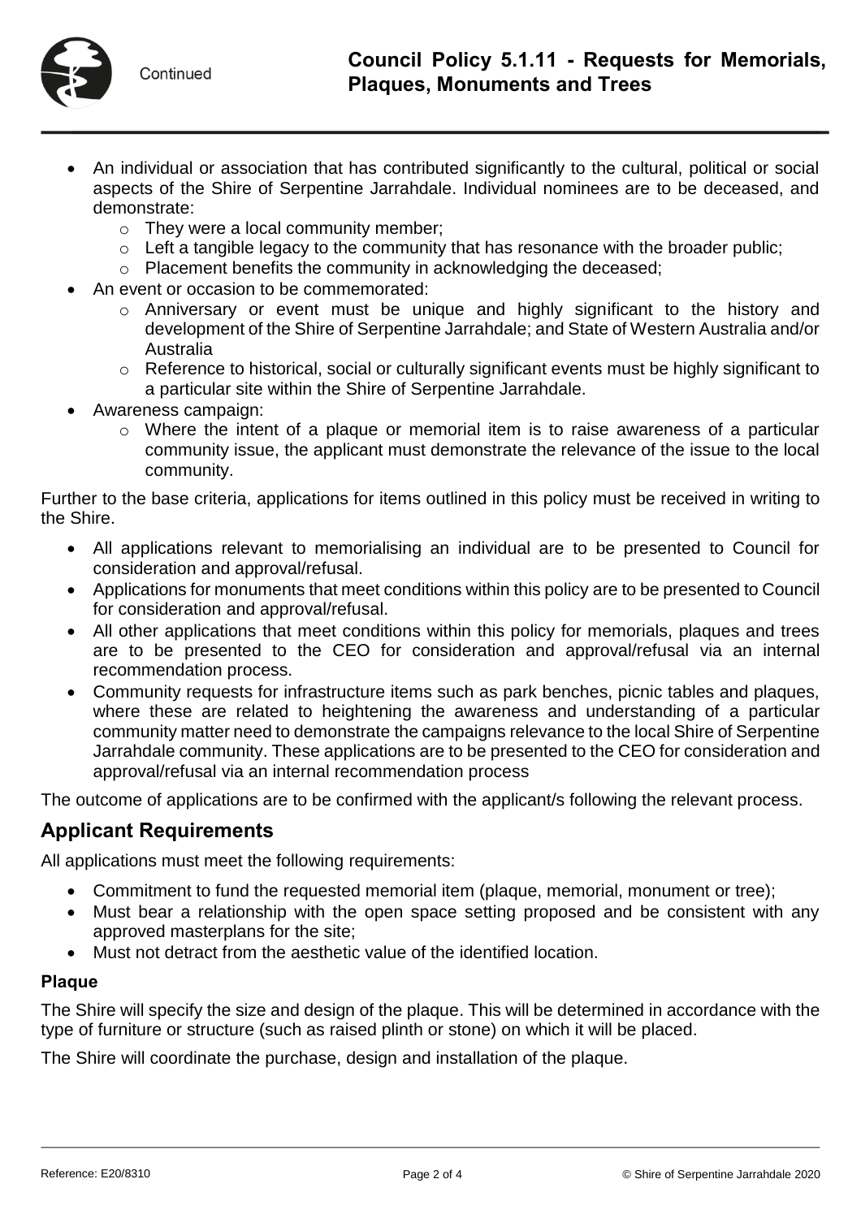- An individual or association that has contributed significantly to the cultural, political or social aspects of the Shire of Serpentine Jarrahdale. Individual nominees are to be deceased, and demonstrate:
  - They were a local community member;
  - Left a tangible legacy to the community that has resonance with the broader public;
  - Placement benefits the community in acknowledging the deceased;
- An event or occasion to be commemorated:
  - Anniversary or event must be unique and highly significant to the history and development of the Shire of Serpentine Jarrahdale; and State of Western Australia and/or Australia
  - Reference to historical, social or culturally significant events must be highly significant to a particular site within the Shire of Serpentine Jarrahdale.
- Awareness campaign:
  - Where the intent of a plaque or memorial item is to raise awareness of a particular community issue, the applicant must demonstrate the relevance of the issue to the local community.

Further to the base criteria, applications for items outlined in this policy must be received in writing to the Shire.

- All applications relevant to memorialising an individual are to be presented to Council for consideration and approval/refusal.
- Applications for monuments that meet conditions within this policy are to be presented to Council for consideration and approval/refusal.
- All other applications that meet conditions within this policy for memorials, plaques and trees are to be presented to the CEO for consideration and approval/refusal via an internal recommendation process.
- Community requests for infrastructure items such as park benches, picnic tables and plaques, where these are related to heightening the awareness and understanding of a particular community matter need to demonstrate the campaigns relevance to the local Shire of Serpentine Jarrahdale community. These applications are to be presented to the CEO for consideration and approval/refusal via an internal recommendation process

The outcome of applications are to be confirmed with the applicant/s following the relevant process.

## Applicant Requirements

All applications must meet the following requirements:

- Commitment to fund the requested memorial item (plaque, memorial, monument or tree);
- Must bear a relationship with the open space setting proposed and be consistent with any approved masterplans for the site;
- Must not detract from the aesthetic value of the identified location.

### Plaque

The Shire will specify the size and design of the plaque. This will be determined in accordance with the type of furniture or structure (such as raised plinth or stone) on which it will be placed.

The Shire will coordinate the purchase, design and installation of the plaque.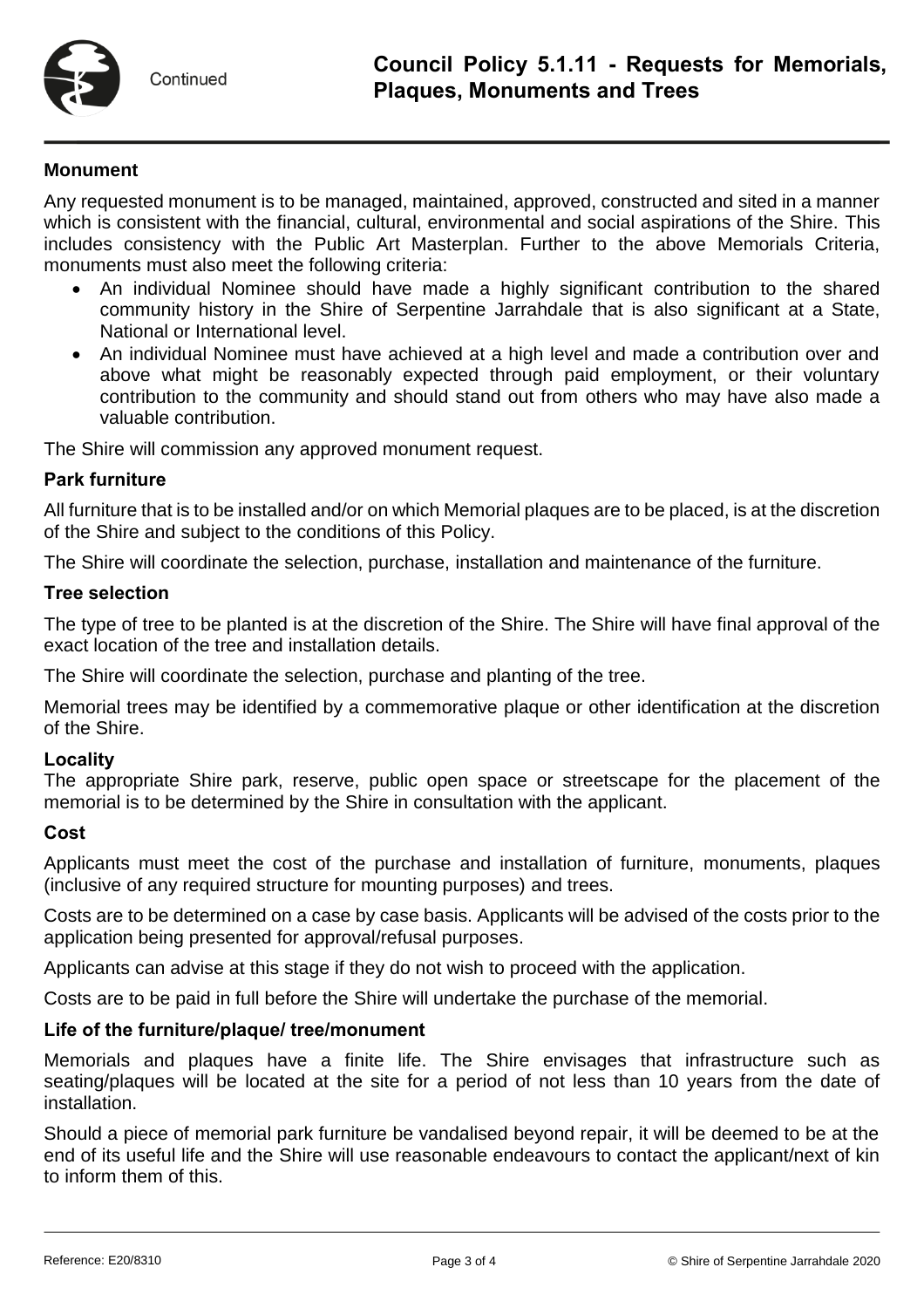**Monument**

Any requested monument is to be managed, maintained, approved, constructed and sited in a manner which is consistent with the financial, cultural, environmental and social aspirations of the Shire. This includes consistency with the Public Art Masterplan. Further to the above Memorials Criteria, monuments must also meet the following criteria:

- An individual Nominee should have made a highly significant contribution to the shared community history in the Shire of Serpentine Jarrahdale that is also significant at a State, National or International level.
- An individual Nominee must have achieved at a high level and made a contribution over and above what might be reasonably expected through paid employment, or their voluntary contribution to the community and should stand out from others who may have also made a valuable contribution.

The Shire will commission any approved monument request.

**Park furniture**

All furniture that is to be installed and/or on which Memorial plaques are to be placed, is at the discretion of the Shire and subject to the conditions of this Policy.

The Shire will coordinate the selection, purchase, installation and maintenance of the furniture.

**Tree selection**

The type of tree to be planted is at the discretion of the Shire. The Shire will have final approval of the exact location of the tree and installation details.

The Shire will coordinate the selection, purchase and planting of the tree.

Memorial trees may be identified by a commemorative plaque or other identification at the discretion of the Shire.

**Locality**

The appropriate Shire park, reserve, public open space or streetscape for the placement of the memorial is to be determined by the Shire in consultation with the applicant.

**Cost**

Applicants must meet the cost of the purchase and installation of furniture, monuments, plaques (inclusive of any required structure for mounting purposes) and trees.

Costs are to be determined on a case by case basis. Applicants will be advised of the costs prior to the application being presented for approval/refusal purposes.

Applicants can advise at this stage if they do not wish to proceed with the application.

Costs are to be paid in full before the Shire will undertake the purchase of the memorial.

**Life of the furniture/plaque/ tree/monument**

Memorials and plaques have a finite life. The Shire envisages that infrastructure such as seating/plaques will be located at the site for a period of not less than 10 years from the date of installation.

Should a piece of memorial park furniture be vandalised beyond repair, it will be deemed to be at the end of its useful life and the Shire will use reasonable endeavours to contact the applicant/next of kin to inform them of this.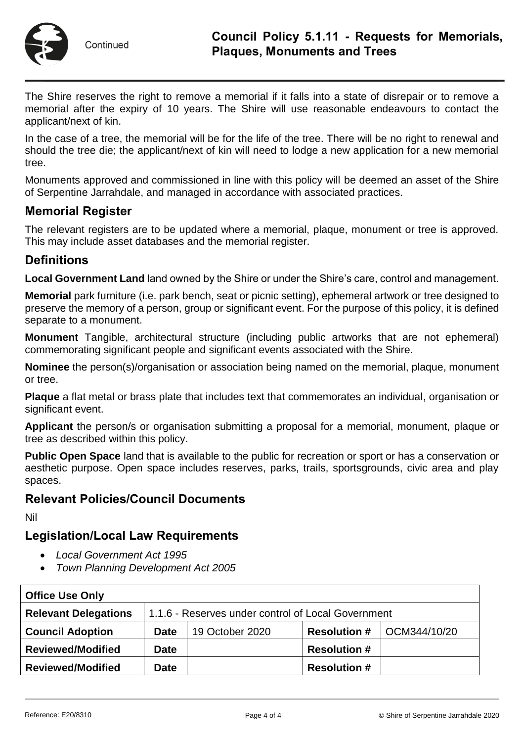The Shire reserves the right to remove a memorial if it falls into a state of disrepair or to remove a memorial after the expiry of 10 years. The Shire will use reasonable endeavours to contact the applicant/next of kin.

In the case of a tree, the memorial will be for the life of the tree. There will be no right to renewal and should the tree die; the applicant/next of kin will need to lodge a new application for a new memorial tree.

Monuments approved and commissioned in line with this policy will be deemed an asset of the Shire of Serpentine Jarrahdale, and managed in accordance with associated practices.

## Memorial Register

The relevant registers are to be updated where a memorial, plaque, monument or tree is approved. This may include asset databases and the memorial register.

## Definitions

**Local Government Land** land owned by the Shire or under the Shire's care, control and management.

**Memorial** park furniture (i.e. park bench, seat or picnic setting), ephemeral artwork or tree designed to preserve the memory of a person, group or significant event. For the purpose of this policy, it is defined separate to a monument.

**Monument** Tangible, architectural structure (including public artworks that are not ephemeral) commemorating significant people and significant events associated with the Shire.

**Nominee** the person(s)/organisation or association being named on the memorial, plaque, monument or tree.

**Plaque** a flat metal or brass plate that includes text that commemorates an individual, organisation or significant event.

**Applicant** the person/s or organisation submitting a proposal for a memorial, monument, plaque or tree as described within this policy.

**Public Open Space** land that is available to the public for recreation or sport or has a conservation or aesthetic purpose. Open space includes reserves, parks, trails, sportsgrounds, civic area and play spaces.

## Relevant Policies/Council Documents

Nil

## Legislation/Local Law Requirements

- *Local Government Act 1995*
- *Town Planning Development Act 2005*

| Office Use Only | | | | |
|---|---|---|---|---|
| **Relevant Delegations** | 1.1.6 - Reserves under control of Local Government | | | |
| **Council Adoption** | **Date** | 19 October 2020 | **Resolution #** | OCM344/10/20 |
| **Reviewed/Modified** | **Date** | | **Resolution #** | |
| **Reviewed/Modified** | **Date** | | **Resolution #** | |